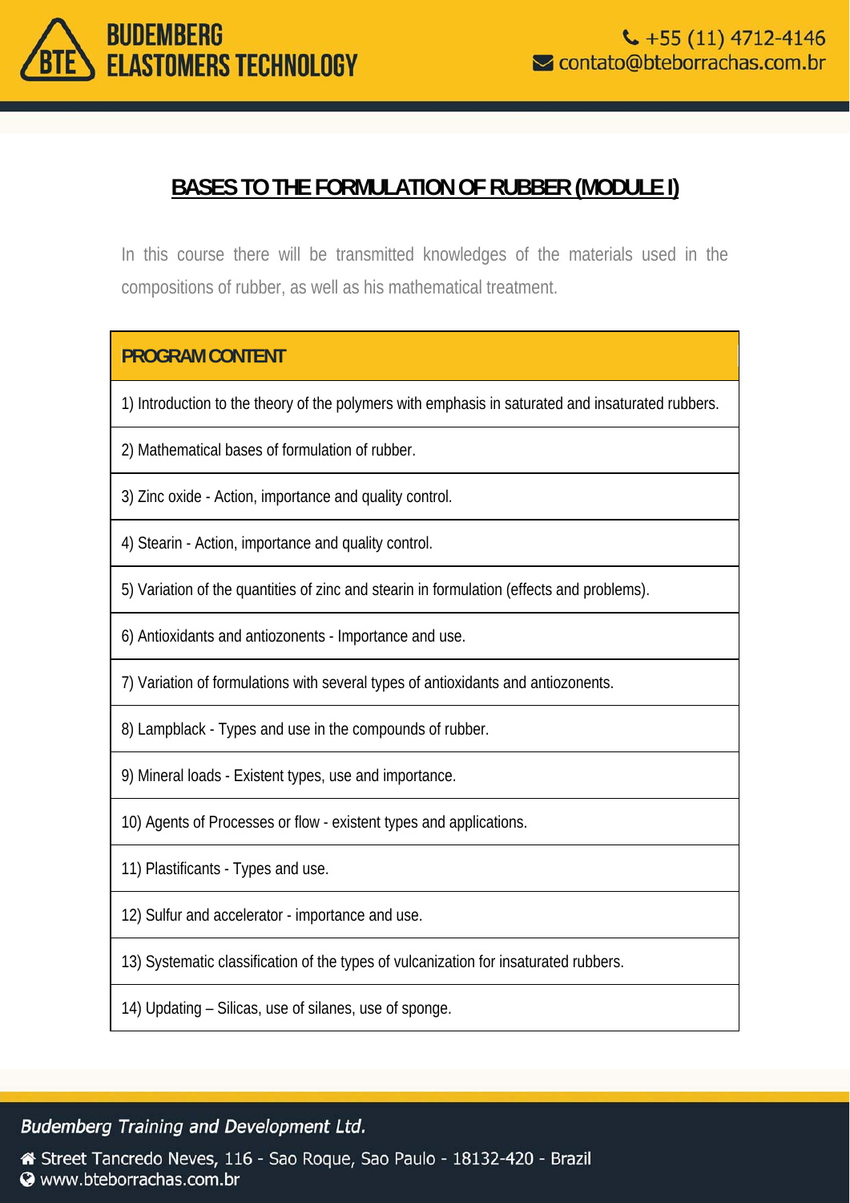# BASES TO THE FORMULATION OF RUBBER (MODULE I)

In this course there will be transmitted knowledges of the materials used in the compositions of rubber, as well as his mathematical treatment.

| PROGRAM CONTENT |
| --- |
| 1) Introduction to the theory of the polymers with emphasis in saturated and insaturated rubbers. |
| 2) Mathematical bases of formulation of rubber. |
| 3) Zinc oxide - Action, importance and quality control. |
| 4) Stearin - Action, importance and quality control. |
| 5) Variation of the quantities of zinc and stearin in formulation (effects and problems). |
| 6) Antioxidants and antiozonents - Importance and use. |
| 7) Variation of formulations with several types of antioxidants and antiozonents. |
| 8) Lampblack - Types and use in the compounds of rubber. |
| 9) Mineral loads - Existent types, use and importance. |
| 10) Agents of Processes or flow - existent types and applications. |
| 11) Plastificants - Types and use. |
| 12) Sulfur and accelerator - importance and use. |
| 13) Systematic classification of the types of vulcanization for insaturated rubbers. |
| 14) Updating – Silicas, use of silanes, use of sponge. |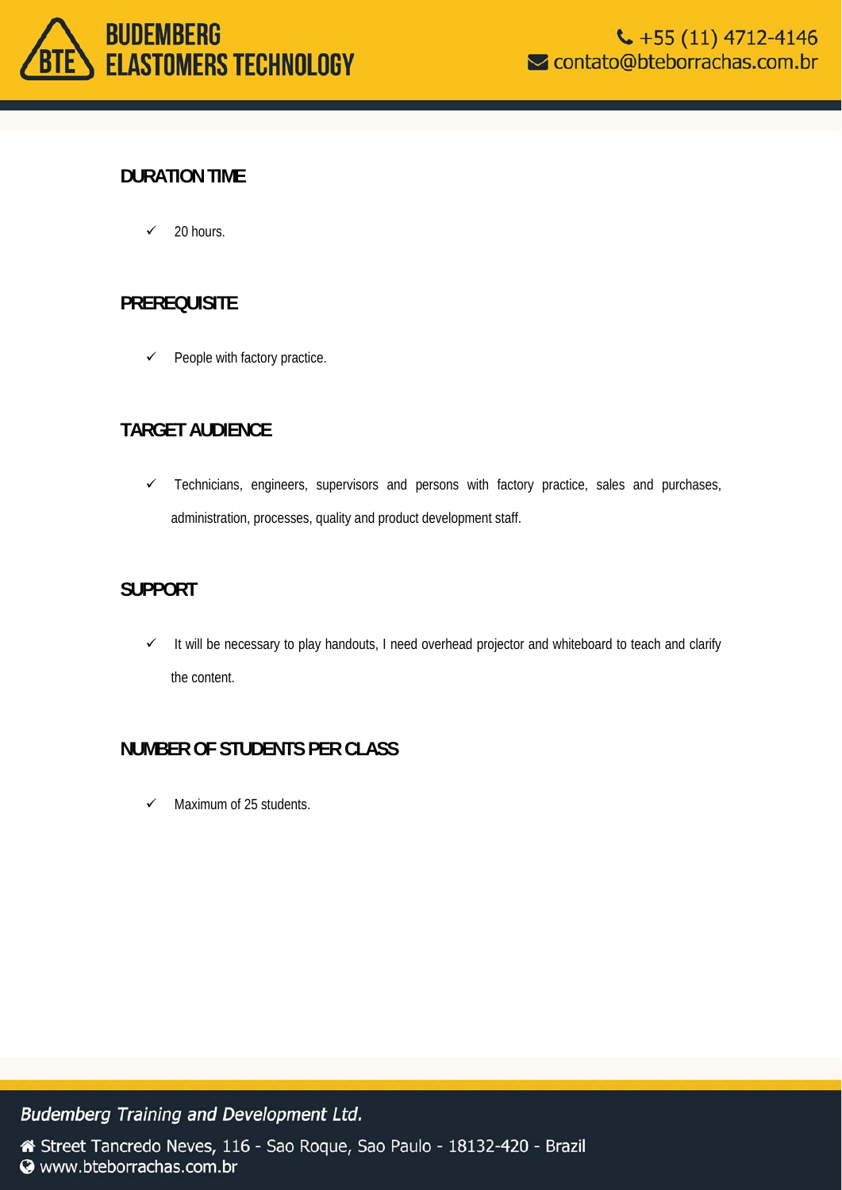## DURATION TIME

- ✓ 20 hours.

## PREREQUISITE

- ✓ People with factory practice.

## TARGET AUDIENCE

- ✓ Technicians, engineers, supervisors and persons with factory practice, sales and purchases, administration, processes, quality and product development staff.

## SUPPORT

- ✓ It will be necessary to play handouts, I need overhead projector and whiteboard to teach and clarify the content.

## NUMBER OF STUDENTS PER CLASS

- ✓ Maximum of 25 students.